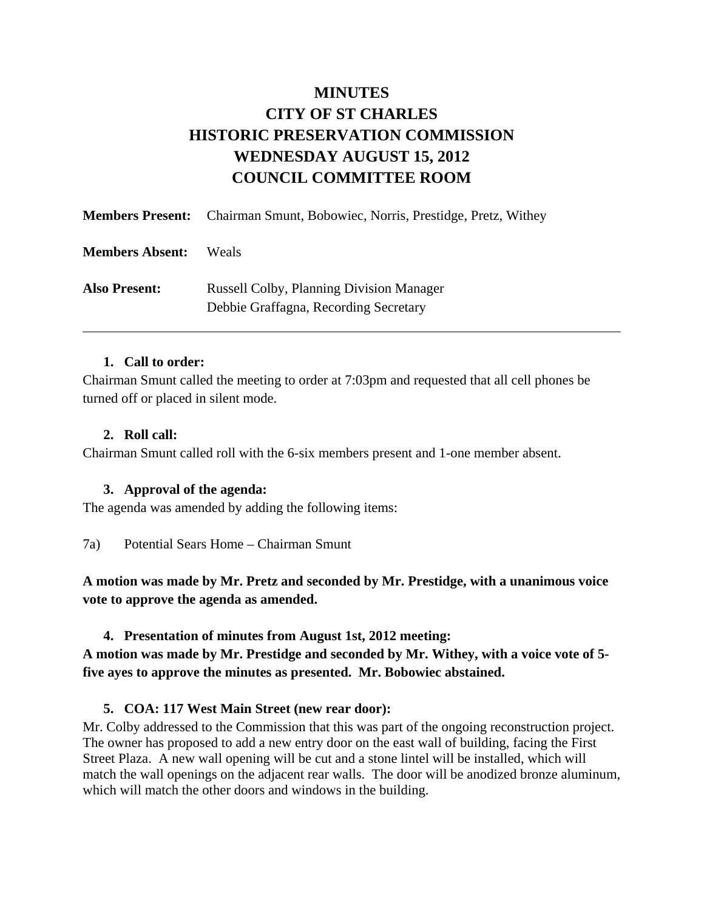# MINUTES
# CITY OF ST CHARLES
# HISTORIC PRESERVATION COMMISSION
# WEDNESDAY AUGUST 15, 2012
# COUNCIL COMMITTEE ROOM

**Members Present:** Chairman Smunt, Bobowiec, Norris, Prestidge, Pretz, Withey

**Members Absent:** Weals

**Also Present:** Russell Colby, Planning Division Manager
Debbie Graffagna, Recording Secretary

---

1. **Call to order:**

Chairman Smunt called the meeting to order at 7:03pm and requested that all cell phones be turned off or placed in silent mode.

2. **Roll call:**

Chairman Smunt called roll with the 6-six members present and 1-one member absent.

3. **Approval of the agenda:**

The agenda was amended by adding the following items:

7a) Potential Sears Home – Chairman Smunt

**A motion was made by Mr. Pretz and seconded by Mr. Prestidge, with a unanimous voice vote to approve the agenda as amended.**

4. **Presentation of minutes from August 1st, 2012 meeting:**

**A motion was made by Mr. Prestidge and seconded by Mr. Withey, with a voice vote of 5-five ayes to approve the minutes as presented. Mr. Bobowiec abstained.**

5. **COA: 117 West Main Street (new rear door):**

Mr. Colby addressed to the Commission that this was part of the ongoing reconstruction project. The owner has proposed to add a new entry door on the east wall of building, facing the First Street Plaza. A new wall opening will be cut and a stone lintel will be installed, which will match the wall openings on the adjacent rear walls. The door will be anodized bronze aluminum, which will match the other doors and windows in the building.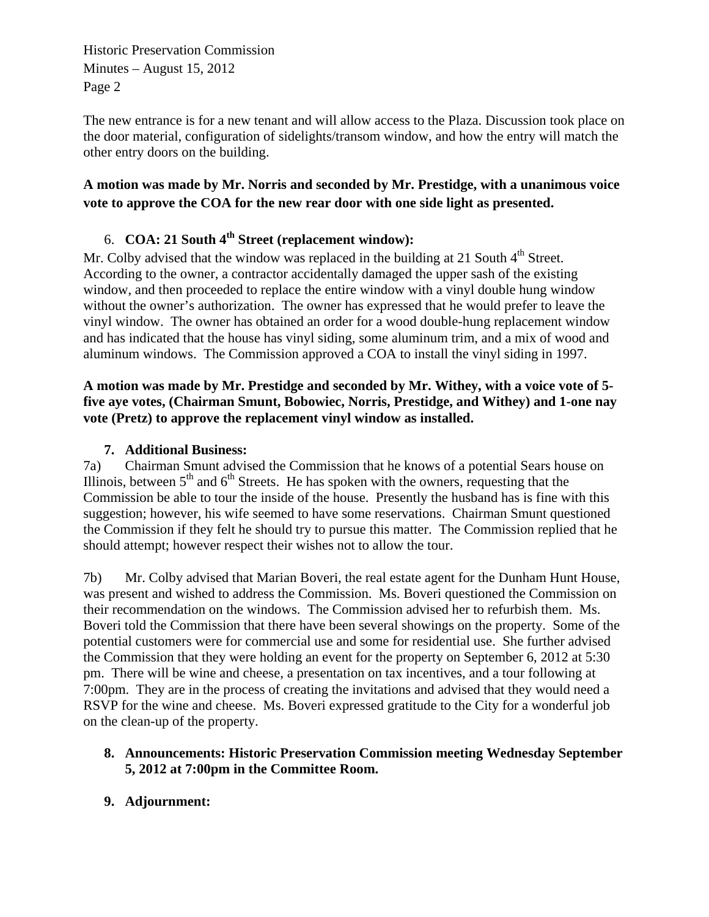The new entrance is for a new tenant and will allow access to the Plaza. Discussion took place on the door material, configuration of sidelights/transom window, and how the entry will match the other entry doors on the building.

**A motion was made by Mr. Norris and seconded by Mr. Prestidge, with a unanimous voice vote to approve the COA for the new rear door with one side light as presented.**

6. **COA: 21 South 4th Street (replacement window):**

Mr. Colby advised that the window was replaced in the building at 21 South 4th Street. According to the owner, a contractor accidentally damaged the upper sash of the existing window, and then proceeded to replace the entire window with a vinyl double hung window without the owner's authorization. The owner has expressed that he would prefer to leave the vinyl window. The owner has obtained an order for a wood double-hung replacement window and has indicated that the house has vinyl siding, some aluminum trim, and a mix of wood and aluminum windows. The Commission approved a COA to install the vinyl siding in 1997.

**A motion was made by Mr. Prestidge and seconded by Mr. Withey, with a voice vote of 5-five aye votes, (Chairman Smunt, Bobowiec, Norris, Prestidge, and Withey) and 1-one nay vote (Pretz) to approve the replacement vinyl window as installed.**

7. **Additional Business:**

7a) Chairman Smunt advised the Commission that he knows of a potential Sears house on Illinois, between 5th and 6th Streets. He has spoken with the owners, requesting that the Commission be able to tour the inside of the house. Presently the husband has is fine with this suggestion; however, his wife seemed to have some reservations. Chairman Smunt questioned the Commission if they felt he should try to pursue this matter. The Commission replied that he should attempt; however respect their wishes not to allow the tour.

7b) Mr. Colby advised that Marian Boveri, the real estate agent for the Dunham Hunt House, was present and wished to address the Commission. Ms. Boveri questioned the Commission on their recommendation on the windows. The Commission advised her to refurbish them. Ms. Boveri told the Commission that there have been several showings on the property. Some of the potential customers were for commercial use and some for residential use. She further advised the Commission that they were holding an event for the property on September 6, 2012 at 5:30 pm. There will be wine and cheese, a presentation on tax incentives, and a tour following at 7:00pm. They are in the process of creating the invitations and advised that they would need a RSVP for the wine and cheese. Ms. Boveri expressed gratitude to the City for a wonderful job on the clean-up of the property.

8. **Announcements: Historic Preservation Commission meeting Wednesday September 5, 2012 at 7:00pm in the Committee Room.**

9. **Adjournment:**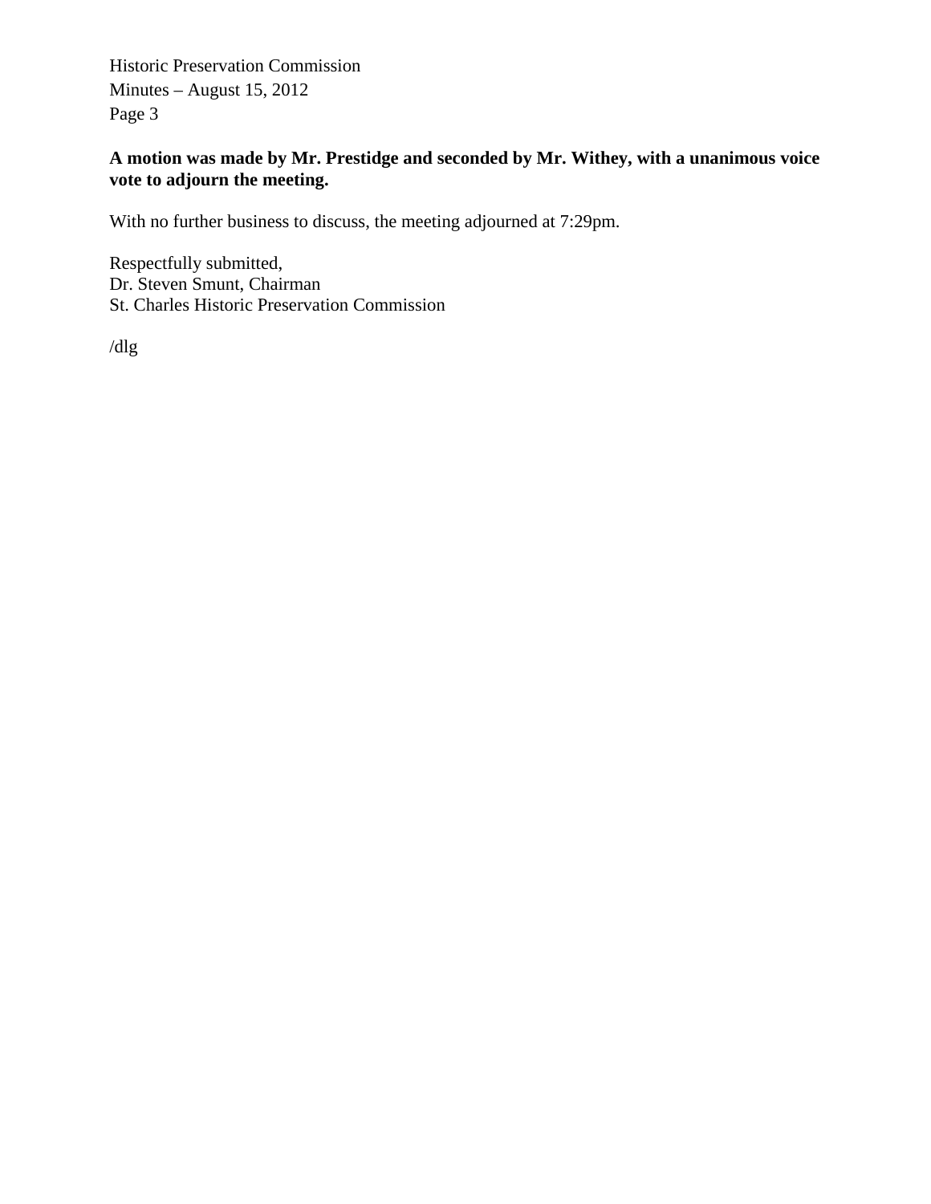**A motion was made by Mr. Prestidge and seconded by Mr. Withey, with a unanimous voice vote to adjourn the meeting.**

With no further business to discuss, the meeting adjourned at 7:29pm.

Respectfully submitted,
Dr. Steven Smunt, Chairman
St. Charles Historic Preservation Commission

/dlg